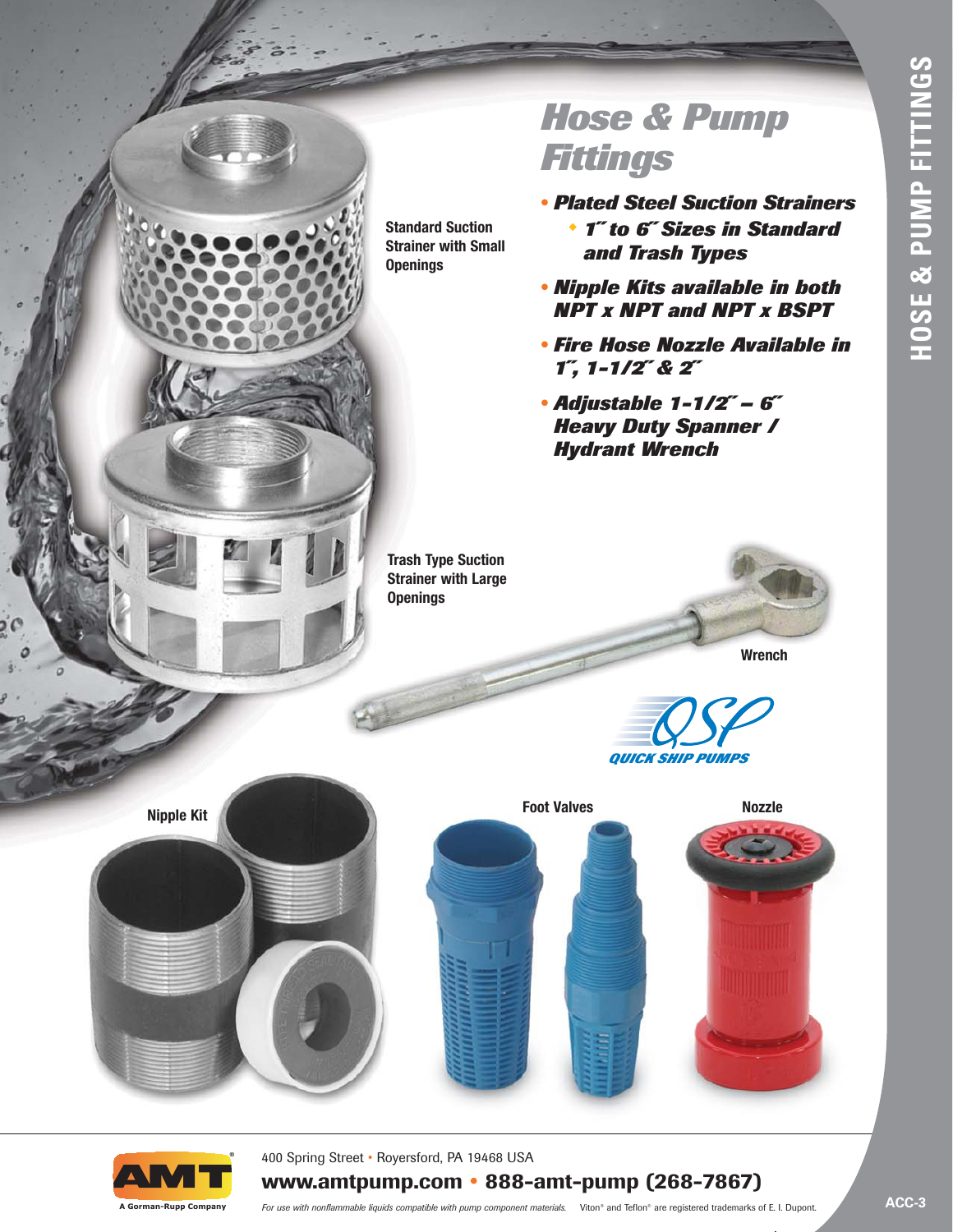# Hose & Pump Fittings

- **_Plated Steel Suction Strainers_**
  - **_1" to 6" Sizes in Standard and Trash Types_**
- **_Nipple Kits available in both NPT x NPT and NPT x BSPT_**
- **_Fire Hose Nozzle Available in 1", 1-1/2" & 2"_**
- **_Adjustable 1-1/2" – 6" Heavy Duty Spanner / Hydrant Wrench_**

**Standard Suction Strainer with Small Openings**

**Trash Type Suction Strainer with Large Openings**

**Wrench**

QUICK SHIP PUMPS

**Nipple Kit**

**Foot Valves**

**Nozzle**

HOSE & PUMP FITTINGS

AMT — A Gorman-Rupp Company

400 Spring Street • Royersford, PA 19468 USA

**www.amtpump.com • 888-amt-pump (268-7867)**

_For use with nonflammable liquids compatible with pump component materials._ Viton® and Teflon® are registered trademarks of E. I. Dupont.

ACC-3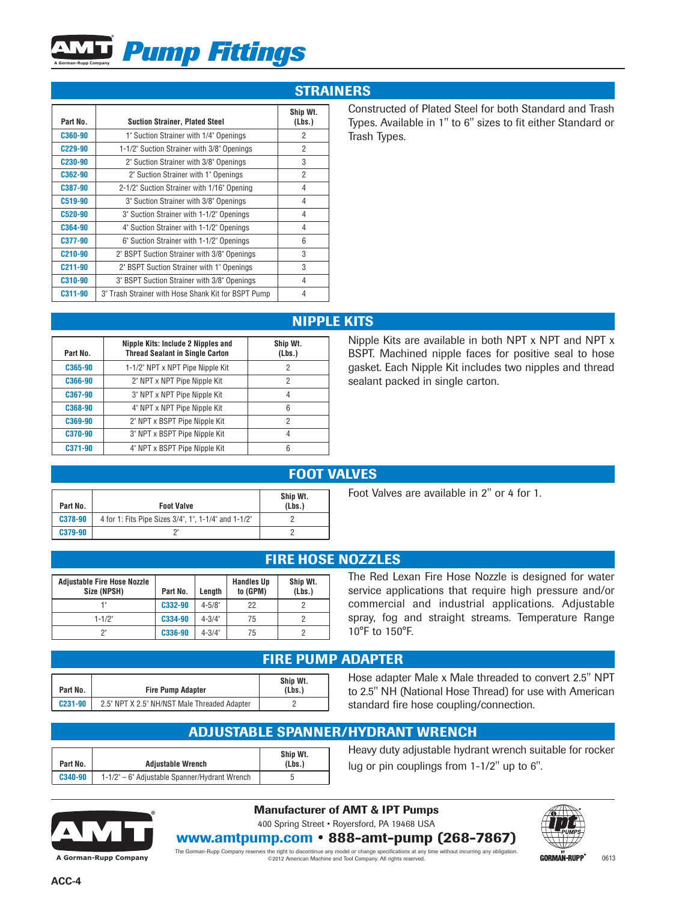# Pump Fittings

## STRAINERS

| Part No. | Suction Strainer, Plated Steel | Ship Wt. (Lbs.) |
|---|---|---|
| C360-90 | 1" Suction Strainer with 1/4" Openings | 2 |
| C229-90 | 1-1/2" Suction Strainer with 3/8" Openings | 2 |
| C230-90 | 2" Suction Strainer with 3/8" Openings | 3 |
| C362-90 | 2" Suction Strainer with 1" Openings | 2 |
| C387-90 | 2-1/2" Suction Strainer with 1/16" Opening | 4 |
| C519-90 | 3" Suction Strainer with 3/8" Openings | 4 |
| C520-90 | 3" Suction Strainer with 1-1/2" Openings | 4 |
| C364-90 | 4" Suction Strainer with 1-1/2" Openings | 4 |
| C377-90 | 6" Suction Strainer with 1-1/2" Openings | 6 |
| C210-90 | 2" BSPT Suction Strainer with 3/8" Openings | 3 |
| C211-90 | 2" BSPT Suction Strainer with 1" Openings | 3 |
| C310-90 | 3" BSPT Suction Strainer with 3/8" Openings | 4 |
| C311-90 | 3" Trash Strainer with Hose Shank Kit for BSPT Pump | 4 |

Constructed of Plated Steel for both Standard and Trash Types. Available in 1" to 6" sizes to fit either Standard or Trash Types.

## NIPPLE KITS

| Part No. | Nipple Kits: Include 2 Nipples and Thread Sealant in Single Carton | Ship Wt. (Lbs.) |
|---|---|---|
| C365-90 | 1-1/2" NPT x NPT Pipe Nipple Kit | 2 |
| C366-90 | 2" NPT x NPT Pipe Nipple Kit | 2 |
| C367-90 | 3" NPT x NPT Pipe Nipple Kit | 4 |
| C368-90 | 4" NPT x NPT Pipe Nipple Kit | 6 |
| C369-90 | 2" NPT x BSPT Pipe Nipple Kit | 2 |
| C370-90 | 3" NPT x BSPT Pipe Nipple Kit | 4 |
| C371-90 | 4" NPT x BSPT Pipe Nipple Kit | 6 |

Nipple Kits are available in both NPT x NPT and NPT x BSPT. Machined nipple faces for positive seal to hose gasket. Each Nipple Kit includes two nipples and thread sealant packed in single carton.

## FOOT VALVES

| Part No. | Foot Valve | Ship Wt. (Lbs.) |
|---|---|---|
| C378-90 | 4 for 1: Fits Pipe Sizes 3/4", 1", 1-1/4" and 1-1/2" | 2 |
| C379-90 | 2" | 2 |

Foot Valves are available in 2" or 4 for 1.

## FIRE HOSE NOZZLES

| Adjustable Fire Hose Nozzle Size (NPSH) | Part No. | Length | Handles Up to (GPM) | Ship Wt. (Lbs.) |
|---|---|---|---|---|
| 1" | C332-90 | 4-5/8" | 22 | 2 |
| 1-1/2" | C334-90 | 4-3/4" | 75 | 2 |
| 2" | C336-90 | 4-3/4" | 75 | 2 |

The Red Lexan Fire Hose Nozzle is designed for water service applications that require high pressure and/or commercial and industrial applications. Adjustable spray, fog and straight streams. Temperature Range 10°F to 150°F.

## FIRE PUMP ADAPTER

| Part No. | Fire Pump Adapter | Ship Wt. (Lbs.) |
|---|---|---|
| C231-90 | 2.5" NPT X 2.5" NH/NST Male Threaded Adapter | 2 |

Hose adapter Male x Male threaded to convert 2.5" NPT to 2.5" NH (National Hose Thread) for use with American standard fire hose coupling/connection.

## ADJUSTABLE SPANNER/HYDRANT WRENCH

| Part No. | Adjustable Wrench | Ship Wt. (Lbs.) |
|---|---|---|
| C340-90 | 1-1/2" – 6" Adjustable Spanner/Hydrant Wrench | 5 |

Heavy duty adjustable hydrant wrench suitable for rocker lug or pin couplings from 1-1/2" up to 6".

**Manufacturer of AMT & IPT Pumps**

400 Spring Street • Royersford, PA 19468 USA

**www.amtpump.com • 888-amt-pump (268-7867)**

The Gorman-Rupp Company reserves the right to discontinue any model or change specifications at any time without incurring any obligation. ©2012 American Machine and Tool Company. All rights reserved.

A Gorman-Rupp Company

0613

ACC-4